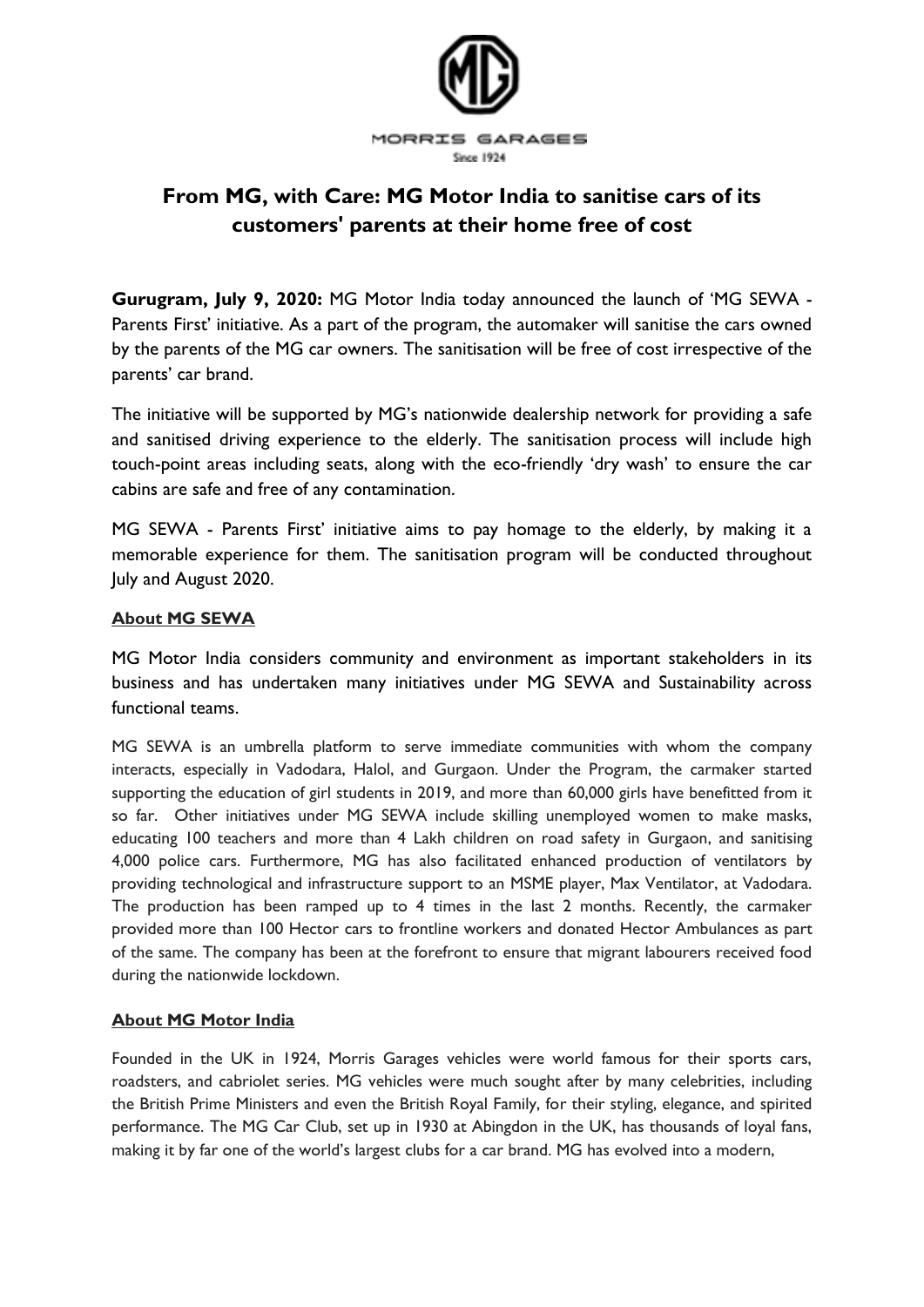MORRIS GARAGES

Since 1924

# From MG, with Care: MG Motor India to sanitise cars of its customers' parents at their home free of cost

**Gurugram, July 9, 2020:** MG Motor India today announced the launch of 'MG SEWA - Parents First' initiative. As a part of the program, the automaker will sanitise the cars owned by the parents of the MG car owners. The sanitisation will be free of cost irrespective of the parents' car brand.

The initiative will be supported by MG's nationwide dealership network for providing a safe and sanitised driving experience to the elderly. The sanitisation process will include high touch-point areas including seats, along with the eco-friendly 'dry wash' to ensure the car cabins are safe and free of any contamination.

MG SEWA - Parents First' initiative aims to pay homage to the elderly, by making it a memorable experience for them. The sanitisation program will be conducted throughout July and August 2020.

## About MG SEWA

MG Motor India considers community and environment as important stakeholders in its business and has undertaken many initiatives under MG SEWA and Sustainability across functional teams.

MG SEWA is an umbrella platform to serve immediate communities with whom the company interacts, especially in Vadodara, Halol, and Gurgaon. Under the Program, the carmaker started supporting the education of girl students in 2019, and more than 60,000 girls have benefitted from it so far. Other initiatives under MG SEWA include skilling unemployed women to make masks, educating 100 teachers and more than 4 Lakh children on road safety in Gurgaon, and sanitising 4,000 police cars. Furthermore, MG has also facilitated enhanced production of ventilators by providing technological and infrastructure support to an MSME player, Max Ventilator, at Vadodara. The production has been ramped up to 4 times in the last 2 months. Recently, the carmaker provided more than 100 Hector cars to frontline workers and donated Hector Ambulances as part of the same. The company has been at the forefront to ensure that migrant labourers received food during the nationwide lockdown.

## About MG Motor India

Founded in the UK in 1924, Morris Garages vehicles were world famous for their sports cars, roadsters, and cabriolet series. MG vehicles were much sought after by many celebrities, including the British Prime Ministers and even the British Royal Family, for their styling, elegance, and spirited performance. The MG Car Club, set up in 1930 at Abingdon in the UK, has thousands of loyal fans, making it by far one of the world's largest clubs for a car brand. MG has evolved into a modern,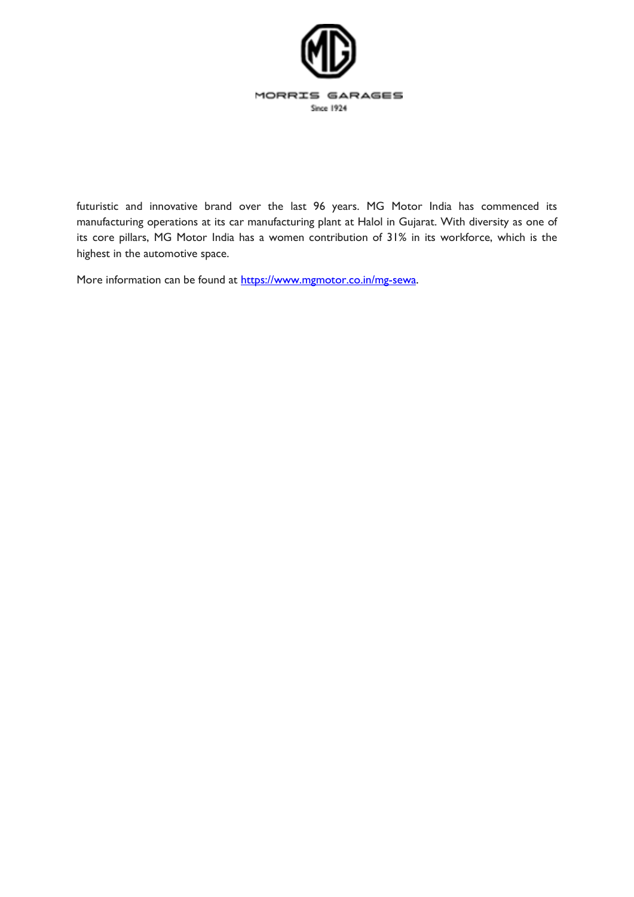futuristic and innovative brand over the last 96 years. MG Motor India has commenced its manufacturing operations at its car manufacturing plant at Halol in Gujarat. With diversity as one of its core pillars, MG Motor India has a women contribution of 31% in its workforce, which is the highest in the automotive space.

More information can be found at [https://www.mgmotor.co.in/mg-sewa](https://www.mgmotor.co.in/mg-sewa).